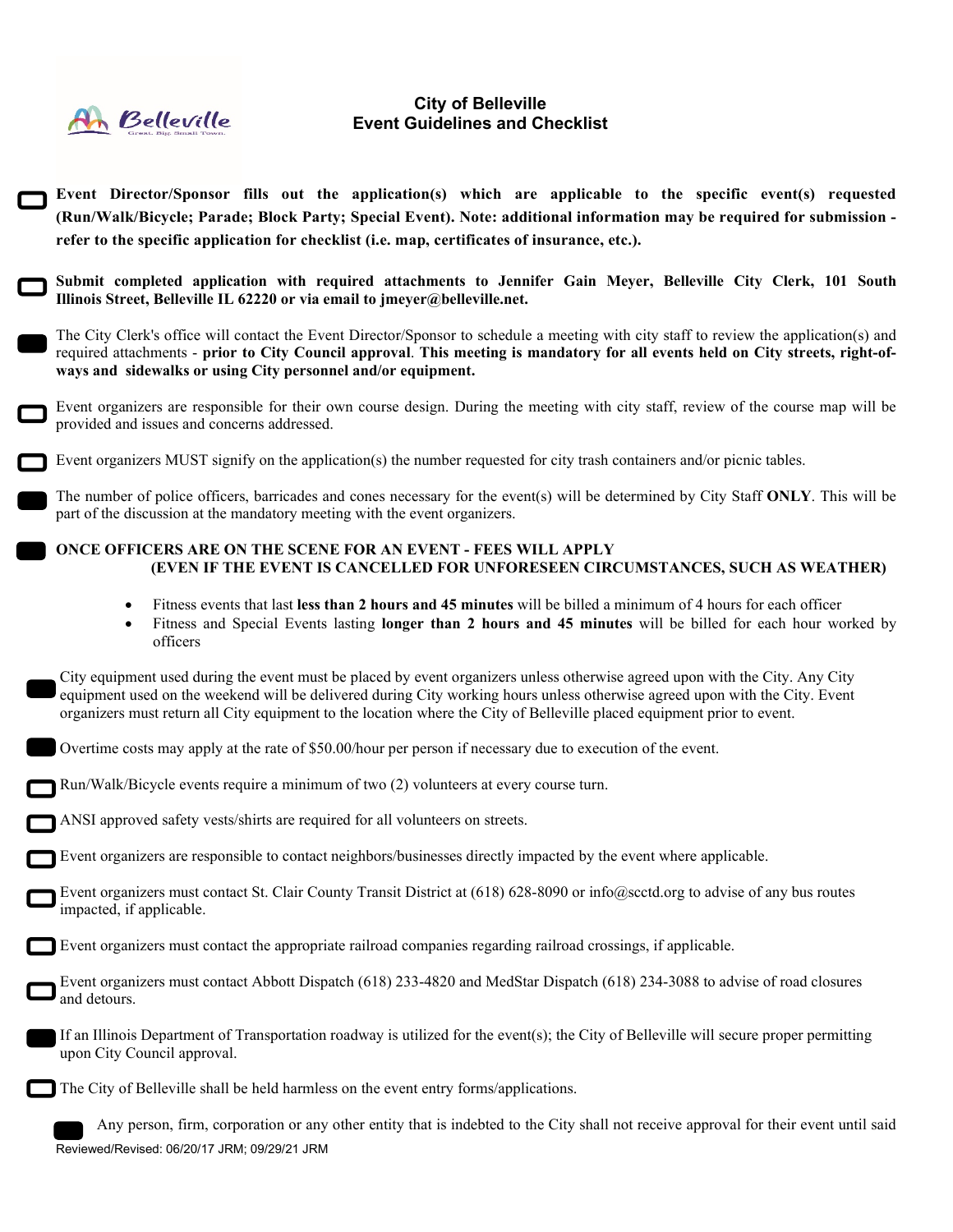# City of Belleville
## Event Guidelines and Checklist

- ☐ **Event Director/Sponsor fills out the application(s) which are applicable to the specific event(s) requested (Run/Walk/Bicycle; Parade; Block Party; Special Event). Note: additional information may be required for submission - refer to the specific application for checklist (i.e. map, certificates of insurance, etc.).**

- ☐ **Submit completed application with required attachments to Jennifer Gain Meyer, Belleville City Clerk, 101 South Illinois Street, Belleville IL 62220 or via email to jmeyer@belleville.net.**

- ■ The City Clerk's office will contact the Event Director/Sponsor to schedule a meeting with city staff to review the application(s) and required attachments - **prior to City Council approval**. **This meeting is mandatory for all events held on City streets, right-of-ways and sidewalks or using City personnel and/or equipment.**

- ☐ Event organizers are responsible for their own course design. During the meeting with city staff, review of the course map will be provided and issues and concerns addressed.

- ☐ Event organizers MUST signify on the application(s) the number requested for city trash containers and/or picnic tables.

- ■ The number of police officers, barricades and cones necessary for the event(s) will be determined by City Staff **ONLY**. This will be part of the discussion at the mandatory meeting with the event organizers.

- ■ **ONCE OFFICERS ARE ON THE SCENE FOR AN EVENT - FEES WILL APPLY (EVEN IF THE EVENT IS CANCELLED FOR UNFORESEEN CIRCUMSTANCES, SUCH AS WEATHER)**
  - Fitness events that last **less than 2 hours and 45 minutes** will be billed a minimum of 4 hours for each officer
  - Fitness and Special Events lasting **longer than 2 hours and 45 minutes** will be billed for each hour worked by officers

- ■ City equipment used during the event must be placed by event organizers unless otherwise agreed upon with the City. Any City equipment used on the weekend will be delivered during City working hours unless otherwise agreed upon with the City. Event organizers must return all City equipment to the location where the City of Belleville placed equipment prior to event.

- ■ Overtime costs may apply at the rate of $50.00/hour per person if necessary due to execution of the event.

- ☐ Run/Walk/Bicycle events require a minimum of two (2) volunteers at every course turn.

- ☐ ANSI approved safety vests/shirts are required for all volunteers on streets.

- ☐ Event organizers are responsible to contact neighbors/businesses directly impacted by the event where applicable.

- ☐ Event organizers must contact St. Clair County Transit District at (618) 628-8090 or info@scctd.org to advise of any bus routes impacted, if applicable.

- ☐ Event organizers must contact the appropriate railroad companies regarding railroad crossings, if applicable.

- ☐ Event organizers must contact Abbott Dispatch (618) 233-4820 and MedStar Dispatch (618) 234-3088 to advise of road closures and detours.

- ■ If an Illinois Department of Transportation roadway is utilized for the event(s); the City of Belleville will secure proper permitting upon City Council approval.

- ☐ The City of Belleville shall be held harmless on the event entry forms/applications.

- ■ Any person, firm, corporation or any other entity that is indebted to the City shall not receive approval for their event until said

Reviewed/Revised: 06/20/17 JRM; 09/29/21 JRM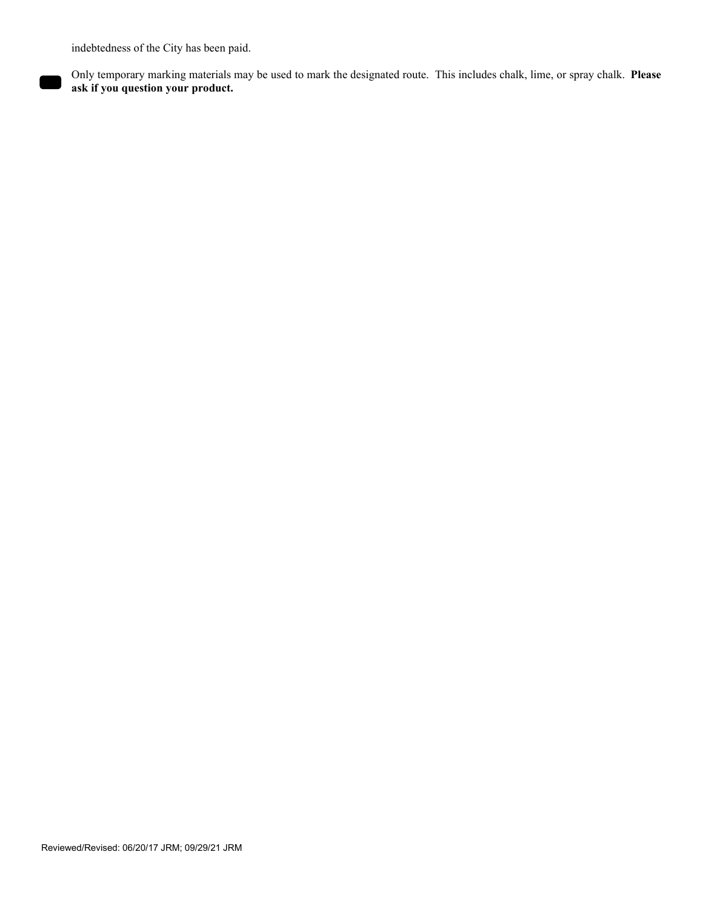indebtedness of the City has been paid.

- Only temporary marking materials may be used to mark the designated route. This includes chalk, lime, or spray chalk. **Please ask if you question your product.**

Reviewed/Revised: 06/20/17 JRM; 09/29/21 JRM